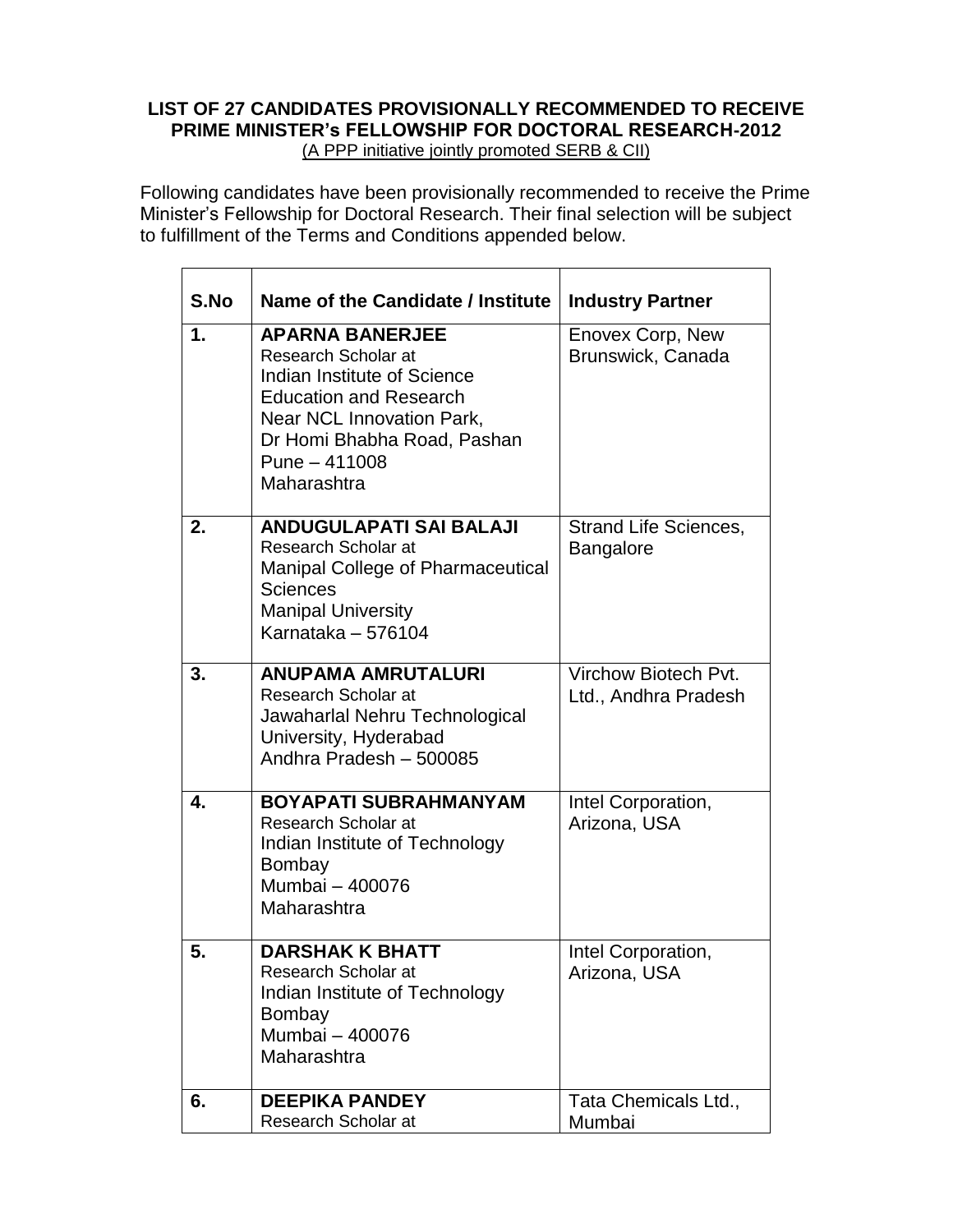**LIST OF 27 CANDIDATES PROVISIONALLY RECOMMENDED TO RECEIVE PRIME MINISTER's FELLOWSHIP FOR DOCTORAL RESEARCH-2012**

(A PPP initiative jointly promoted SERB & CII)

Following candidates have been provisionally recommended to receive the Prime Minister's Fellowship for Doctoral Research. Their final selection will be subject to fulfillment of the Terms and Conditions appended below.

| S.No | Name of the Candidate / Institute | Industry Partner |
|---|---|---|
| 1. | **APARNA BANERJEE**<br>Research Scholar at<br>Indian Institute of Science Education and Research<br>Near NCL Innovation Park,<br>Dr Homi Bhabha Road, Pashan<br>Pune – 411008<br>Maharashtra | Enovex Corp, New Brunswick, Canada |
| 2. | **ANDUGULAPATI SAI BALAJI**<br>Research Scholar at<br>Manipal College of Pharmaceutical Sciences<br>Manipal University<br>Karnataka – 576104 | Strand Life Sciences, Bangalore |
| 3. | **ANUPAMA AMRUTALURI**<br>Research Scholar at<br>Jawaharlal Nehru Technological University, Hyderabad<br>Andhra Pradesh – 500085 | Virchow Biotech Pvt. Ltd., Andhra Pradesh |
| 4. | **BOYAPATI SUBRAHMANYAM**<br>Research Scholar at<br>Indian Institute of Technology Bombay<br>Mumbai – 400076<br>Maharashtra | Intel Corporation, Arizona, USA |
| 5. | **DARSHAK K BHATT**<br>Research Scholar at<br>Indian Institute of Technology Bombay<br>Mumbai – 400076<br>Maharashtra | Intel Corporation, Arizona, USA |
| 6. | **DEEPIKA PANDEY**<br>Research Scholar at | Tata Chemicals Ltd., Mumbai |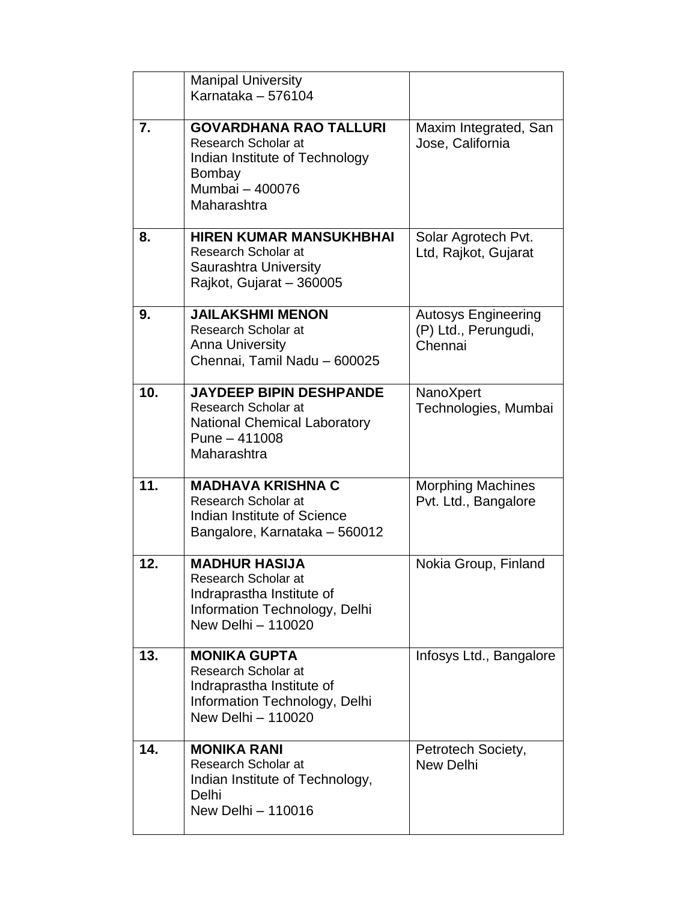| | | |
|---|---|---|
| | Manipal University<br>Karnataka – 576104 | |
| **7.** | **GOVARDHANA RAO TALLURI**<br>Research Scholar at<br>Indian Institute of Technology Bombay<br>Mumbai – 400076<br>Maharashtra | Maxim Integrated, San Jose, California |
| **8.** | **HIREN KUMAR MANSUKHBHAI**<br>Research Scholar at<br>Saurashtra University<br>Rajkot, Gujarat – 360005 | Solar Agrotech Pvt. Ltd, Rajkot, Gujarat |
| **9.** | **JAILAKSHMI MENON**<br>Research Scholar at<br>Anna University<br>Chennai, Tamil Nadu – 600025 | Autosys Engineering (P) Ltd., Perungudi, Chennai |
| **10.** | **JAYDEEP BIPIN DESHPANDE**<br>Research Scholar at<br>National Chemical Laboratory<br>Pune – 411008<br>Maharashtra | NanoXpert Technologies, Mumbai |
| **11.** | **MADHAVA KRISHNA C**<br>Research Scholar at<br>Indian Institute of Science<br>Bangalore, Karnataka – 560012 | Morphing Machines Pvt. Ltd., Bangalore |
| **12.** | **MADHUR HASIJA**<br>Research Scholar at<br>Indraprastha Institute of Information Technology, Delhi<br>New Delhi – 110020 | Nokia Group, Finland |
| **13.** | **MONIKA GUPTA**<br>Research Scholar at<br>Indraprastha Institute of Information Technology, Delhi<br>New Delhi – 110020 | Infosys Ltd., Bangalore |
| **14.** | **MONIKA RANI**<br>Research Scholar at<br>Indian Institute of Technology, Delhi<br>New Delhi – 110016 | Petrotech Society, New Delhi |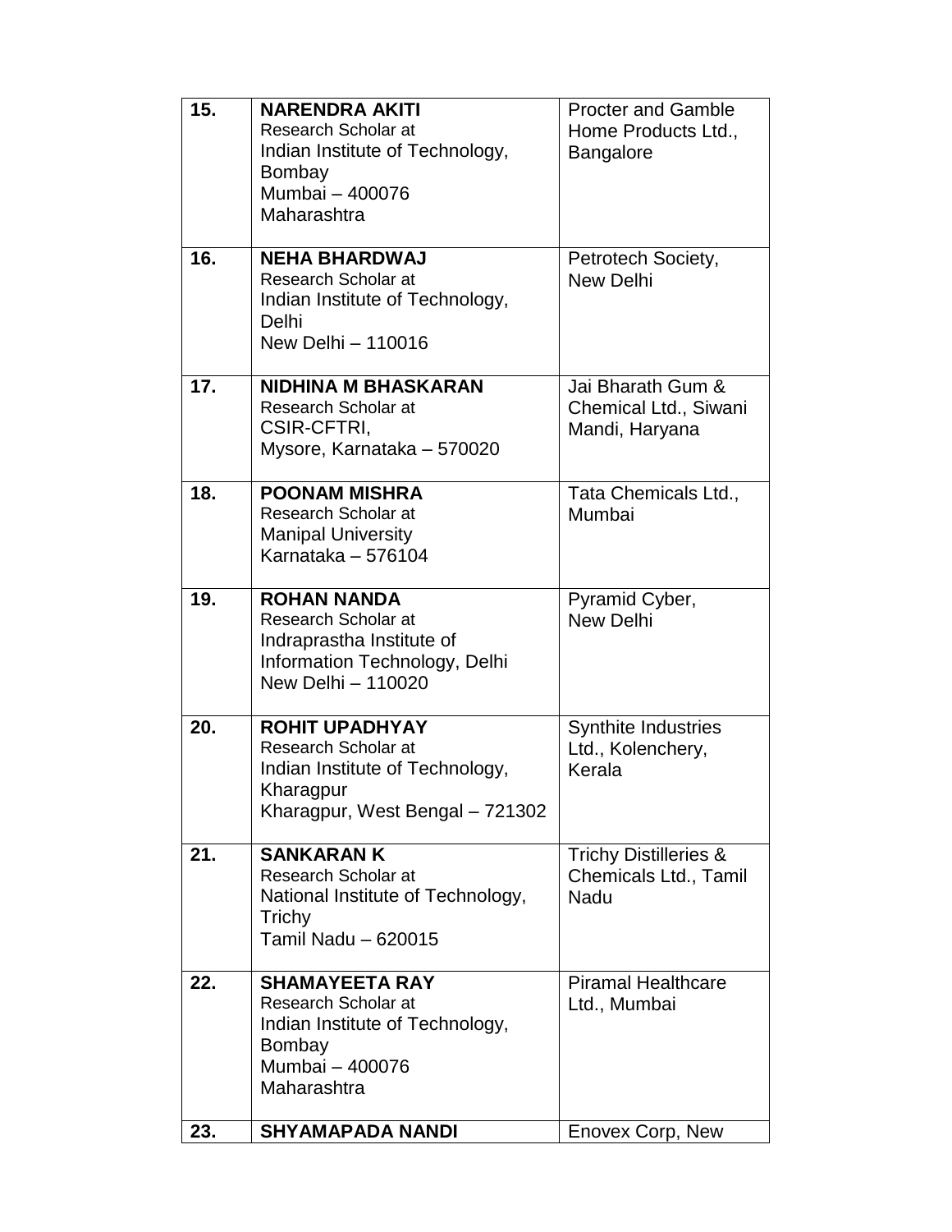| | | |
|---|---|---|
| 15. | **NARENDRA AKITI**<br>Research Scholar at<br>Indian Institute of Technology, Bombay<br>Mumbai – 400076<br>Maharashtra | Procter and Gamble Home Products Ltd., Bangalore |
| 16. | **NEHA BHARDWAJ**<br>Research Scholar at<br>Indian Institute of Technology, Delhi<br>New Delhi – 110016 | Petrotech Society, New Delhi |
| 17. | **NIDHINA M BHASKARAN**<br>Research Scholar at<br>CSIR-CFTRI,<br>Mysore, Karnataka – 570020 | Jai Bharath Gum & Chemical Ltd., Siwani Mandi, Haryana |
| 18. | **POONAM MISHRA**<br>Research Scholar at<br>Manipal University<br>Karnataka – 576104 | Tata Chemicals Ltd., Mumbai |
| 19. | **ROHAN NANDA**<br>Research Scholar at<br>Indraprastha Institute of Information Technology, Delhi<br>New Delhi – 110020 | Pyramid Cyber, New Delhi |
| 20. | **ROHIT UPADHYAY**<br>Research Scholar at<br>Indian Institute of Technology, Kharagpur<br>Kharagpur, West Bengal – 721302 | Synthite Industries Ltd., Kolenchery, Kerala |
| 21. | **SANKARAN K**<br>Research Scholar at<br>National Institute of Technology, Trichy<br>Tamil Nadu – 620015 | Trichy Distilleries & Chemicals Ltd., Tamil Nadu |
| 22. | **SHAMAYEETA RAY**<br>Research Scholar at<br>Indian Institute of Technology, Bombay<br>Mumbai – 400076<br>Maharashtra | Piramal Healthcare Ltd., Mumbai |
| 23. | **SHYAMAPADA NANDI** | Enovex Corp, New |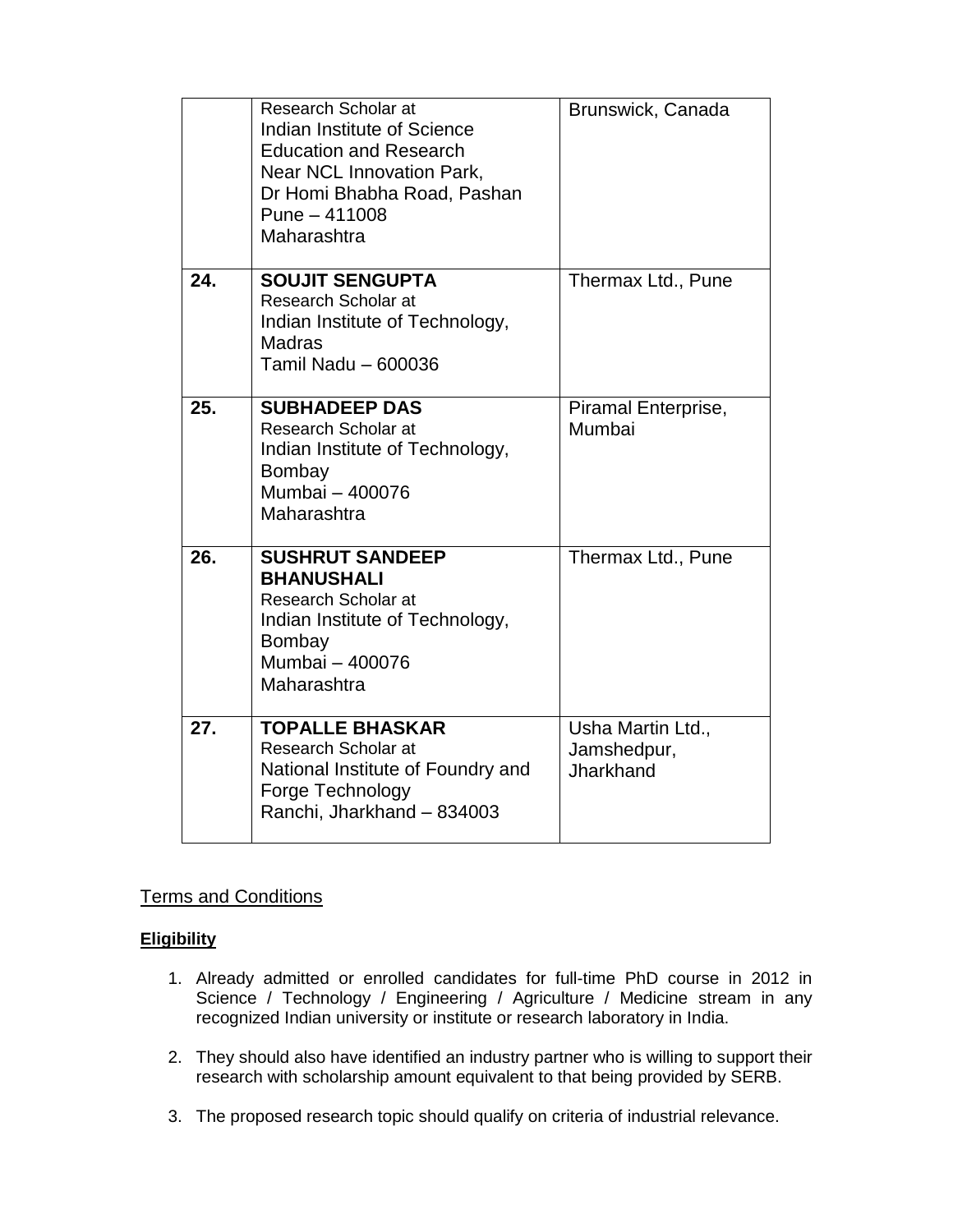| | | |
|---|---|---|
| | Research Scholar at<br>Indian Institute of Science Education and Research<br>Near NCL Innovation Park,<br>Dr Homi Bhabha Road, Pashan<br>Pune – 411008<br>Maharashtra | Brunswick, Canada |
| **24.** | **SOUJIT SENGUPTA**<br>Research Scholar at<br>Indian Institute of Technology, Madras<br>Tamil Nadu – 600036 | Thermax Ltd., Pune |
| **25.** | **SUBHADEEP DAS**<br>Research Scholar at<br>Indian Institute of Technology, Bombay<br>Mumbai – 400076<br>Maharashtra | Piramal Enterprise, Mumbai |
| **26.** | **SUSHRUT SANDEEP BHANUSHALI**<br>Research Scholar at<br>Indian Institute of Technology, Bombay<br>Mumbai – 400076<br>Maharashtra | Thermax Ltd., Pune |
| **27.** | **TOPALLE BHASKAR**<br>Research Scholar at<br>National Institute of Foundry and Forge Technology<br>Ranchi, Jharkhand – 834003 | Usha Martin Ltd., Jamshedpur, Jharkhand |

## Terms and Conditions

### Eligibility

1. Already admitted or enrolled candidates for full-time PhD course in 2012 in Science / Technology / Engineering / Agriculture / Medicine stream in any recognized Indian university or institute or research laboratory in India.

2. They should also have identified an industry partner who is willing to support their research with scholarship amount equivalent to that being provided by SERB.

3. The proposed research topic should qualify on criteria of industrial relevance.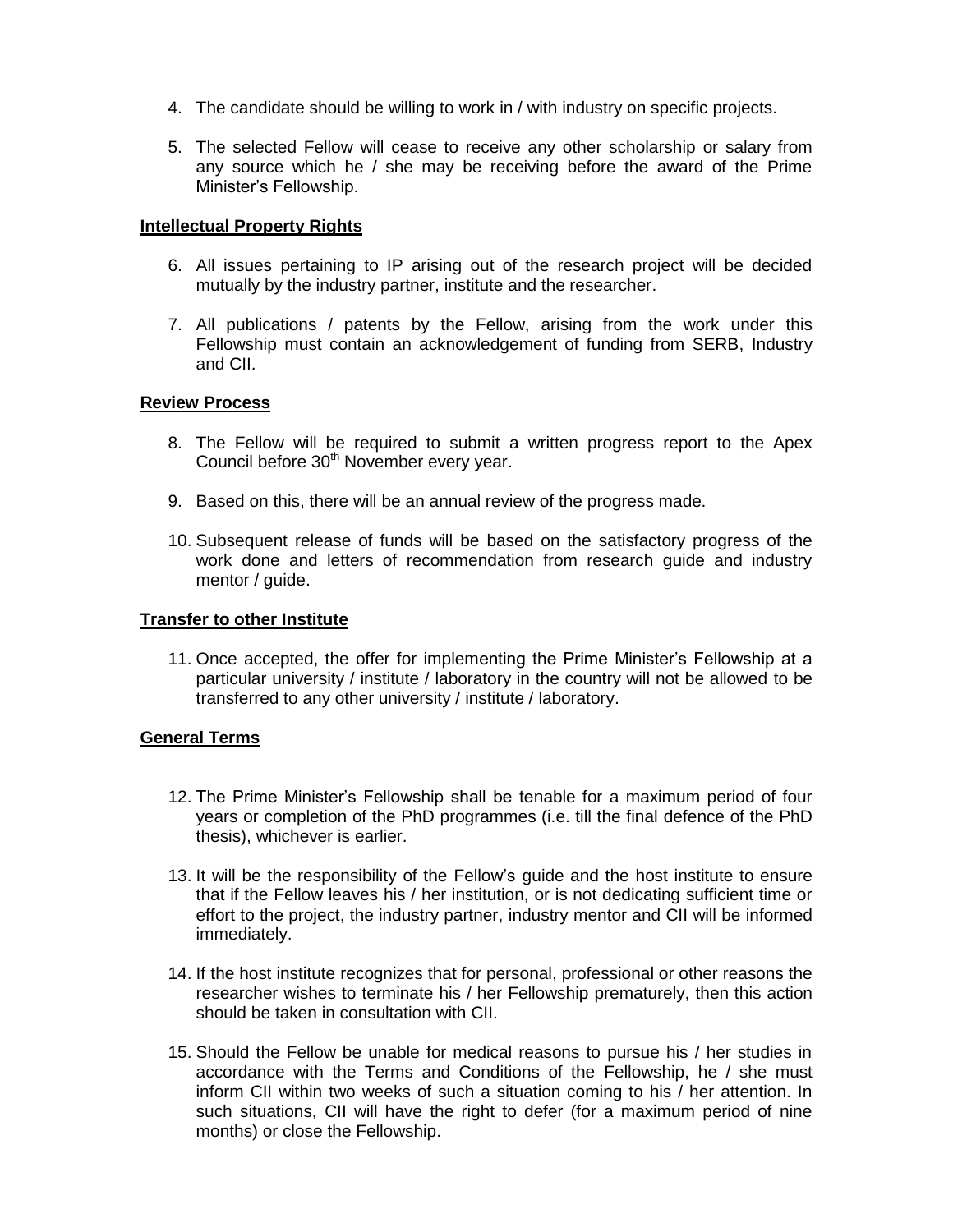4. The candidate should be willing to work in / with industry on specific projects.

5. The selected Fellow will cease to receive any other scholarship or salary from any source which he / she may be receiving before the award of the Prime Minister's Fellowship.

**Intellectual Property Rights**

6. All issues pertaining to IP arising out of the research project will be decided mutually by the industry partner, institute and the researcher.

7. All publications / patents by the Fellow, arising from the work under this Fellowship must contain an acknowledgement of funding from SERB, Industry and CII.

**Review Process**

8. The Fellow will be required to submit a written progress report to the Apex Council before 30th November every year.

9. Based on this, there will be an annual review of the progress made.

10. Subsequent release of funds will be based on the satisfactory progress of the work done and letters of recommendation from research guide and industry mentor / guide.

**Transfer to other Institute**

11. Once accepted, the offer for implementing the Prime Minister's Fellowship at a particular university / institute / laboratory in the country will not be allowed to be transferred to any other university / institute / laboratory.

**General Terms**

12. The Prime Minister's Fellowship shall be tenable for a maximum period of four years or completion of the PhD programmes (i.e. till the final defence of the PhD thesis), whichever is earlier.

13. It will be the responsibility of the Fellow's guide and the host institute to ensure that if the Fellow leaves his / her institution, or is not dedicating sufficient time or effort to the project, the industry partner, industry mentor and CII will be informed immediately.

14. If the host institute recognizes that for personal, professional or other reasons the researcher wishes to terminate his / her Fellowship prematurely, then this action should be taken in consultation with CII.

15. Should the Fellow be unable for medical reasons to pursue his / her studies in accordance with the Terms and Conditions of the Fellowship, he / she must inform CII within two weeks of such a situation coming to his / her attention. In such situations, CII will have the right to defer (for a maximum period of nine months) or close the Fellowship.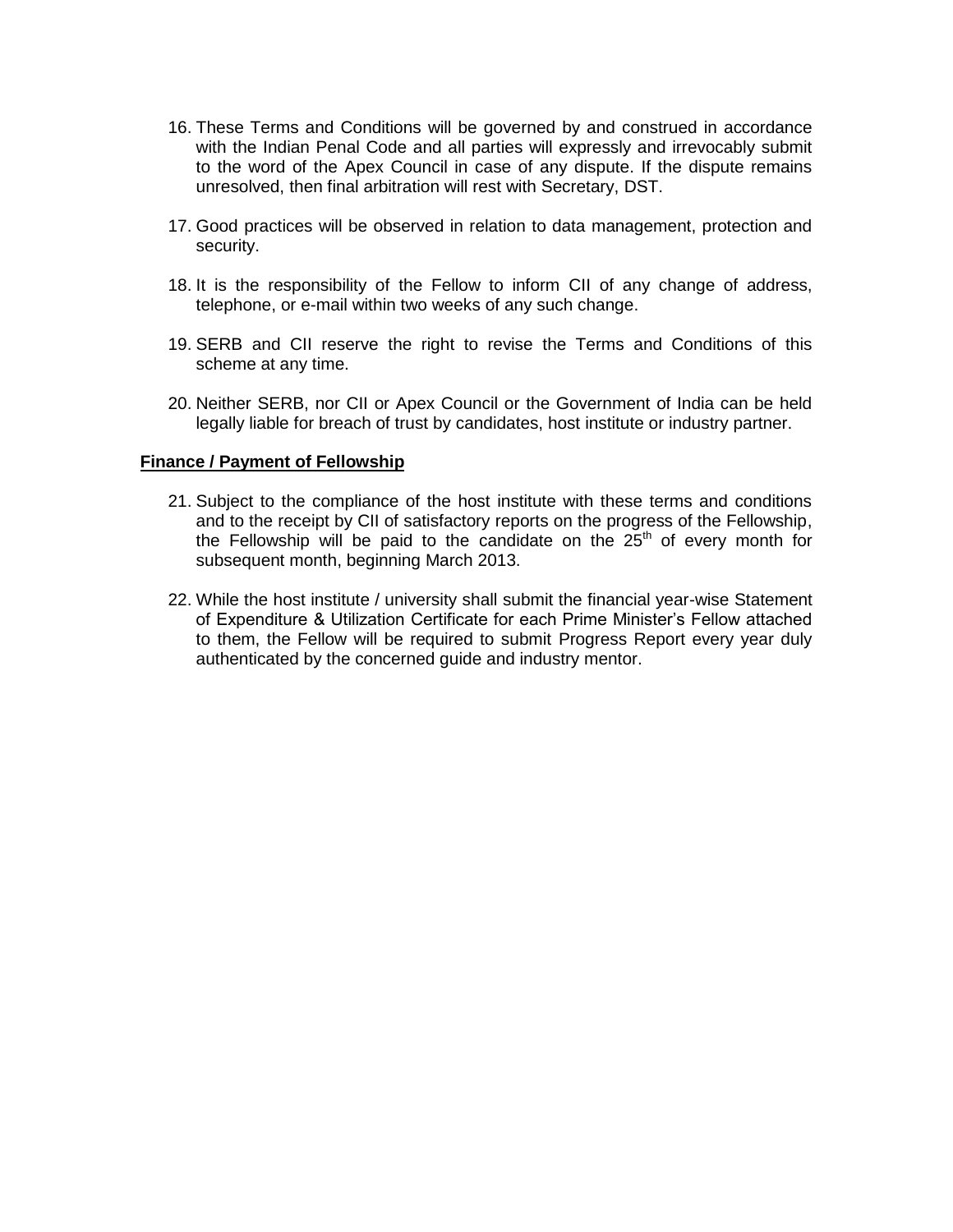16. These Terms and Conditions will be governed by and construed in accordance with the Indian Penal Code and all parties will expressly and irrevocably submit to the word of the Apex Council in case of any dispute. If the dispute remains unresolved, then final arbitration will rest with Secretary, DST.

17. Good practices will be observed in relation to data management, protection and security.

18. It is the responsibility of the Fellow to inform CII of any change of address, telephone, or e-mail within two weeks of any such change.

19. SERB and CII reserve the right to revise the Terms and Conditions of this scheme at any time.

20. Neither SERB, nor CII or Apex Council or the Government of India can be held legally liable for breach of trust by candidates, host institute or industry partner.

**Finance / Payment of Fellowship**

21. Subject to the compliance of the host institute with these terms and conditions and to the receipt by CII of satisfactory reports on the progress of the Fellowship, the Fellowship will be paid to the candidate on the 25th of every month for subsequent month, beginning March 2013.

22. While the host institute / university shall submit the financial year-wise Statement of Expenditure & Utilization Certificate for each Prime Minister's Fellow attached to them, the Fellow will be required to submit Progress Report every year duly authenticated by the concerned guide and industry mentor.